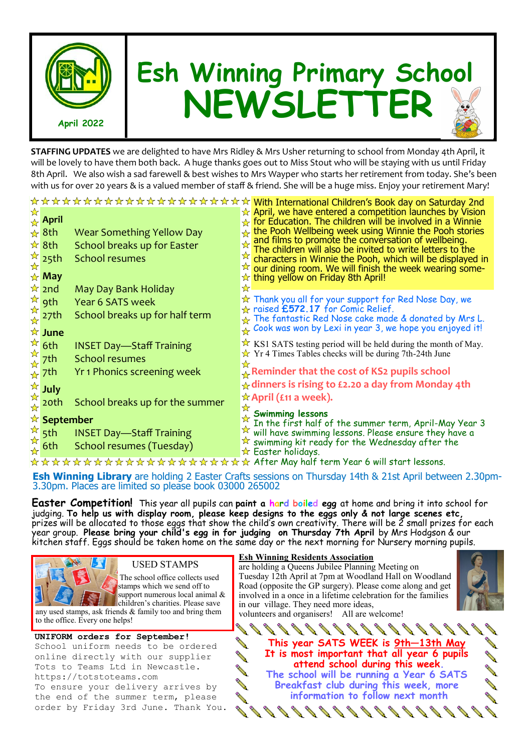April 2022

# Esh Winning Primary School NEWSLETTER

**STAFFING UPDATES** we are delighted to have Mrs Ridley & Mrs Usher returning to school from Monday 4th April, it will be lovely to have them both back. A huge thanks goes out to Miss Stout who will be staying with us until Friday 8th April. We also wish a sad farewell & best wishes to Mrs Wapper who starts her retirement from today. She's been with us for over 20 years & is a valued member of staff & friend. She will be a huge miss. Enjoy your retirement Mary!

**April**

| | |
|---|---|
| 8th | Wear Something Yellow Day |
| 8th | School breaks up for Easter |
| 25th | School resumes |

**May**

| | |
|---|---|
| 2nd | May Day Bank Holiday |
| 9th | Year 6 SATS week |
| 27th | School breaks up for half term |

**June**

| | |
|---|---|
| 6th | INSET Day—Staff Training |
| 7th | School resumes |
| 7th | Yr 1 Phonics screening week |

**July**

| | |
|---|---|
| 20th | School breaks up for the summer |

**September**

| | |
|---|---|
| 5th | INSET Day—Staff Training |
| 6th | School resumes (Tuesday) |

With International Children's Book day on Saturday 2nd April, we have entered a competition launches by Vision for Education. The children will be involved in a Winnie the Pooh Wellbeing week using Winnie the Pooh stories and films to promote the conversation of wellbeing. The children will also be invited to write letters to the characters in Winnie the Pooh, which will be displayed in our dining room. We will finish the week wearing something yellow on Friday 8th April!

Thank you all for your support for Red Nose Day, we raised **£572.17** for Comic Relief. The fantastic Red Nose cake made & donated by Mrs L. Cook was won by Lexi in year 3, we hope you enjoyed it!

KS1 SATS testing period will be held during the month of May.
Yr 4 Times Tables checks will be during 7th-24th June

**Reminder that the cost of KS2 pupils school dinners is rising to £2.20 a day from Monday 4th April (£11 a week).**

**Swimming lessons**
In the first half of the summer term, April-May Year 3 will have swimming lessons. Please ensure they have a swimming kit ready for the Wednesday after the Easter holidays.
After May half term Year 6 will start lessons.

**Esh Winning Library** are holding 2 Easter Crafts sessions on Thursday 14th & 21st April between 2.30pm-3.30pm. Places are limited so please book 03000 265002

**Easter Competition!** This year all pupils can **paint a hard boiled egg** at home and bring it into school for judging. **To help us with display room, please keep designs to the eggs only & not large scenes etc,** prizes will be allocated to those eggs that show the child's own creativity. There will be 2 small prizes for each year group. **Please bring your child's egg in for judging on Thursday 7th April** by Mrs Hodgson & our kitchen staff. Eggs should be taken home on the same day or the next morning for Nursery morning pupils.

**USED STAMPS**

The school office collects used stamps which we send off to support numerous local animal & children's charities. Please save any used stamps, ask friends & family too and bring them to the office. Every one helps!

**Esh Winning Residents Association** are holding a Queens Jubilee Planning Meeting on Tuesday 12th April at 7pm at Woodland Hall on Woodland Road (opposite the GP surgery). Please come along and get involved in a once in a lifetime celebration for the families in our village. They need more ideas, volunteers and organisers! All are welcome!

**UNIFORM orders for September!**
School uniform needs to be ordered online directly with our supplier Tots to Teams Ltd in Newcastle. https://totstoteams.com
To ensure your delivery arrives by the end of the summer term, please order by Friday 3rd June. Thank You.

**This year SATS WEEK is 9th—13th May**
**It is most important that all year 6 pupils attend school during this week.**
**The school will be running a Year 6 SATS Breakfast club during this week, more information to follow next month**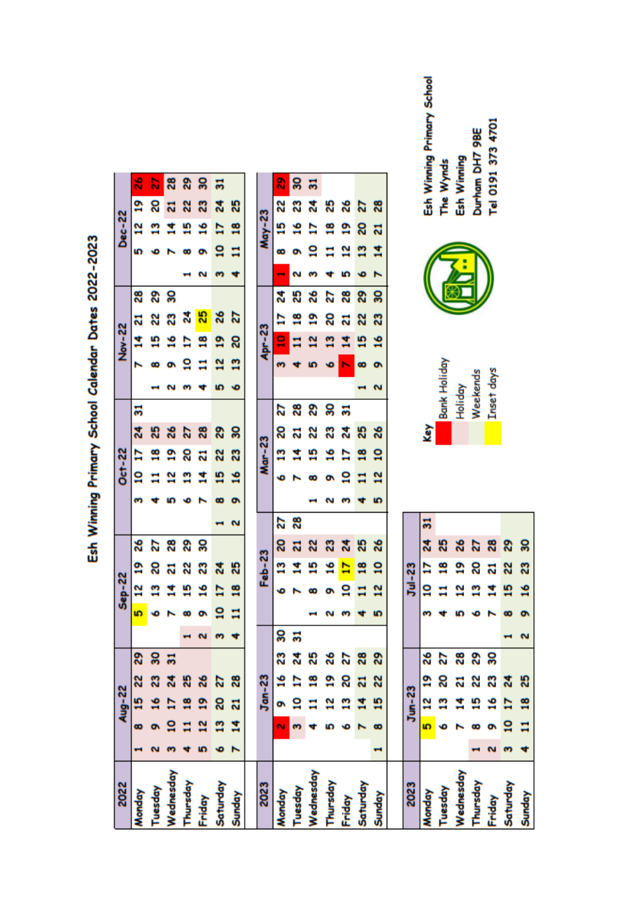# Esh Winning Primary School Calendar Dates 2022-2023

| 2022 | Aug-22 | Sep-22 | Oct-22 | Nov-22 | Dec-22 |
|---|---|---|---|---|---|
| Monday | 1 8 15 22 29 | 5 12 19 26 | 3 10 17 24 31 | 7 14 21 28 | 5 12 19 26 |
| Tuesday | 2 9 16 23 30 | 6 13 20 27 | 4 11 18 25 | 1 8 15 22 29 | 6 13 20 27 |
| Wednesday | 3 10 17 24 31 | 7 14 21 28 | 5 12 19 26 | 2 9 16 23 30 | 7 14 21 28 |
| Thursday | 4 11 18 25 | 1 8 15 22 29 | 6 13 20 27 | 3 10 17 24 | 1 8 15 22 29 |
| Friday | 5 12 19 26 | 2 9 16 23 30 | 7 14 21 28 | 4 11 18 25 | 2 9 16 23 30 |
| Saturday | 6 13 20 27 | 3 10 17 24 | 1 8 15 22 29 | 5 12 19 26 | 3 10 17 24 31 |
| Sunday | 7 14 21 28 | 4 11 18 25 | 2 9 16 23 30 | 6 13 20 27 | 4 11 18 25 |

| 2023 | Jan-23 | Feb-23 | Mar-23 | Apr-23 | May-23 |
|---|---|---|---|---|---|
| Monday | 2 9 16 23 30 | 6 13 20 27 | 6 13 20 27 | 3 10 17 24 | 1 8 15 22 29 |
| Tuesday | 3 10 17 24 31 | 7 14 21 28 | 7 14 21 28 | 4 11 18 25 | 2 9 16 23 30 |
| Wednesday | 4 11 18 25 | 1 8 15 22 | 1 8 15 22 29 | 5 12 19 26 | 3 10 17 24 31 |
| Thursday | 5 12 19 26 | 2 9 16 23 | 2 9 16 23 30 | 6 13 20 27 | 4 11 18 25 |
| Friday | 6 13 20 27 | 3 10 17 24 | 3 10 17 24 31 | 7 14 21 28 | 5 12 19 26 |
| Saturday | 7 14 21 28 | 4 11 18 25 | 4 11 18 25 | 1 8 15 22 29 | 6 13 20 27 |
| Sunday | 1 8 15 22 29 | 5 12 10 26 | 5 12 10 26 | 2 9 16 23 30 | 7 14 21 28 |

| 2023 | Jun-23 | Jul-23 |
|---|---|---|
| Monday | 5 12 19 26 | 3 10 17 24 31 |
| Tuesday | 6 13 20 27 | 4 11 18 25 |
| Wednesday | 7 14 21 28 | 5 12 19 26 |
| Thursday | 1 8 15 22 29 | 6 13 20 27 |
| Friday | 2 9 16 23 30 | 7 14 21 28 |
| Saturday | 3 10 17 24 | 1 8 15 22 29 |
| Sunday | 4 11 18 25 | 2 9 16 23 30 |

**Key**
- Bank Holiday
- Holiday
- Weekends
- Inset days

Esh Winning Primary School
The Wynds
Esh Winning
Durham DH7 9BE
Tel 0191 373 4701